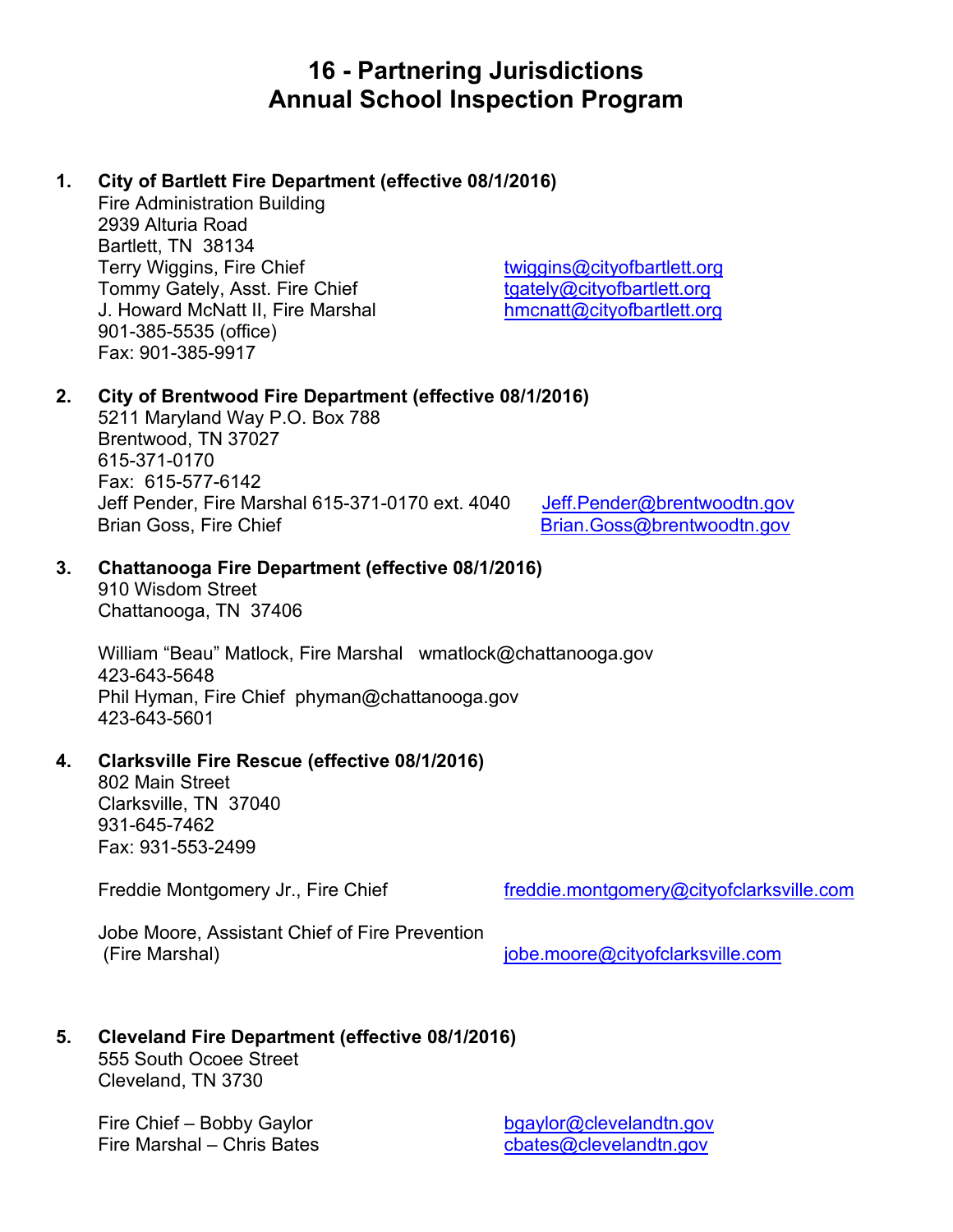# 16 - Partnering Jurisdictions
# Annual School Inspection Program

1. **City of Bartlett Fire Department (effective 08/1/2016)**
   Fire Administration Building
   2939 Alturia Road
   Bartlett, TN 38134
   Terry Wiggins, Fire Chief twiggins@cityofbartlett.org
   Tommy Gately, Asst. Fire Chief tgately@cityofbartlett.org
   J. Howard McNatt II, Fire Marshal hmcnatt@cityofbartlett.org
   901-385-5535 (office)
   Fax: 901-385-9917

2. **City of Brentwood Fire Department (effective 08/1/2016)**
   5211 Maryland Way P.O. Box 788
   Brentwood, TN 37027
   615-371-0170
   Fax: 615-577-6142
   Jeff Pender, Fire Marshal 615-371-0170 ext. 4040 Jeff.Pender@brentwoodtn.gov
   Brian Goss, Fire Chief Brian.Goss@brentwoodtn.gov

3. **Chattanooga Fire Department (effective 08/1/2016)**
   910 Wisdom Street
   Chattanooga, TN 37406

   William "Beau" Matlock, Fire Marshal wmatlock@chattanooga.gov
   423-643-5648
   Phil Hyman, Fire Chief phyman@chattanooga.gov
   423-643-5601

4. **Clarksville Fire Rescue (effective 08/1/2016)**
   802 Main Street
   Clarksville, TN 37040
   931-645-7462
   Fax: 931-553-2499

   Freddie Montgomery Jr., Fire Chief freddie.montgomery@cityofclarksville.com

   Jobe Moore, Assistant Chief of Fire Prevention (Fire Marshal) jobe.moore@cityofclarksville.com

5. **Cleveland Fire Department (effective 08/1/2016)**
   555 South Ocoee Street
   Cleveland, TN 3730

   Fire Chief – Bobby Gaylor bgaylor@clevelandtn.gov
   Fire Marshal – Chris Bates cbates@clevelandtn.gov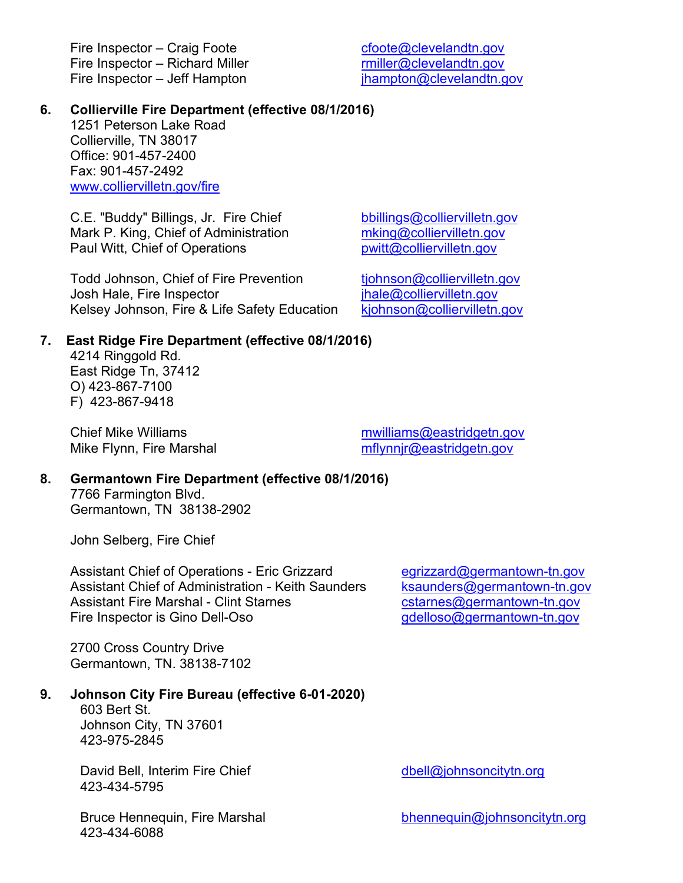Fire Inspector – Craig Foote cfoote@clevelandtn.gov
Fire Inspector – Richard Miller rmiller@clevelandtn.gov
Fire Inspector – Jeff Hampton jhampton@clevelandtn.gov

6. **Collierville Fire Department (effective 08/1/2016)**
1251 Peterson Lake Road
Collierville, TN 38017
Office: 901-457-2400
Fax: 901-457-2492
www.colliervilletn.gov/fire

C.E. "Buddy" Billings, Jr. Fire Chief bbillings@colliervilletn.gov
Mark P. King, Chief of Administration mking@colliervilletn.gov
Paul Witt, Chief of Operations pwitt@colliervilletn.gov

Todd Johnson, Chief of Fire Prevention tjohnson@colliervilletn.gov
Josh Hale, Fire Inspector jhale@colliervilletn.gov
Kelsey Johnson, Fire & Life Safety Education kjohnson@colliervilletn.gov

7. **East Ridge Fire Department (effective 08/1/2016)**
4214 Ringgold Rd.
East Ridge Tn, 37412
O) 423-867-7100
F) 423-867-9418

Chief Mike Williams mwilliams@eastridgetn.gov
Mike Flynn, Fire Marshal mflynnjr@eastridgetn.gov

8. **Germantown Fire Department (effective 08/1/2016)**
7766 Farmington Blvd.
Germantown, TN 38138-2902

John Selberg, Fire Chief

Assistant Chief of Operations - Eric Grizzard egrizzard@germantown-tn.gov
Assistant Chief of Administration - Keith Saunders ksaunders@germantown-tn.gov
Assistant Fire Marshal - Clint Starnes cstarnes@germantown-tn.gov
Fire Inspector is Gino Dell-Oso gdelloso@germantown-tn.gov

2700 Cross Country Drive
Germantown, TN. 38138-7102

9. **Johnson City Fire Bureau (effective 6-01-2020)**
603 Bert St.
Johnson City, TN 37601
423-975-2845

David Bell, Interim Fire Chief dbell@johnsoncitytn.org
423-434-5795

Bruce Hennequin, Fire Marshal bhennequin@johnsoncitytn.org
423-434-6088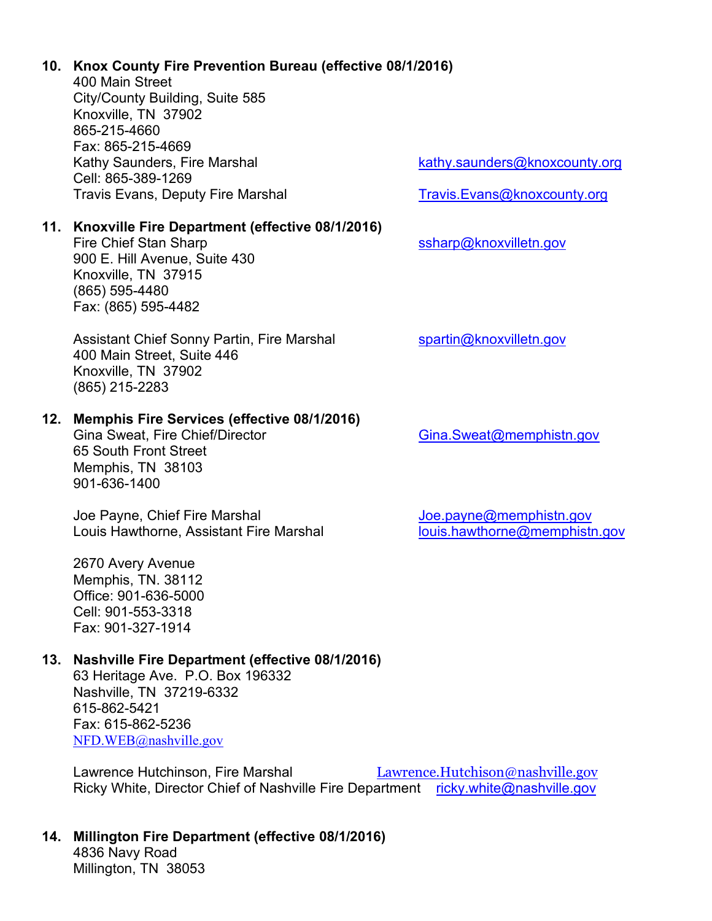**10. Knox County Fire Prevention Bureau (effective 08/1/2016)**

400 Main Street
City/County Building, Suite 585
Knoxville, TN 37902
865-215-4660
Fax: 865-215-4669
Kathy Saunders, Fire Marshal — kathy.saunders@knoxcounty.org
Cell: 865-389-1269
Travis Evans, Deputy Fire Marshal — Travis.Evans@knoxcounty.org

**11. Knoxville Fire Department (effective 08/1/2016)**

Fire Chief Stan Sharp — ssharp@knoxvilletn.gov
900 E. Hill Avenue, Suite 430
Knoxville, TN 37915
(865) 595-4480
Fax: (865) 595-4482

Assistant Chief Sonny Partin, Fire Marshal — spartin@knoxvilletn.gov
400 Main Street, Suite 446
Knoxville, TN 37902
(865) 215-2283

**12. Memphis Fire Services (effective 08/1/2016)**

Gina Sweat, Fire Chief/Director — Gina.Sweat@memphistn.gov
65 South Front Street
Memphis, TN 38103
901-636-1400

Joe Payne, Chief Fire Marshal — Joe.payne@memphistn.gov
Louis Hawthorne, Assistant Fire Marshal — louis.hawthorne@memphistn.gov

2670 Avery Avenue
Memphis, TN. 38112
Office: 901-636-5000
Cell: 901-553-3318
Fax: 901-327-1914

**13. Nashville Fire Department (effective 08/1/2016)**

63 Heritage Ave. P.O. Box 196332
Nashville, TN 37219-6332
615-862-5421
Fax: 615-862-5236
NFD.WEB@nashville.gov

Lawrence Hutchinson, Fire Marshal — Lawrence.Hutchison@nashville.gov
Ricky White, Director Chief of Nashville Fire Department — ricky.white@nashville.gov

**14. Millington Fire Department (effective 08/1/2016)**

4836 Navy Road
Millington, TN 38053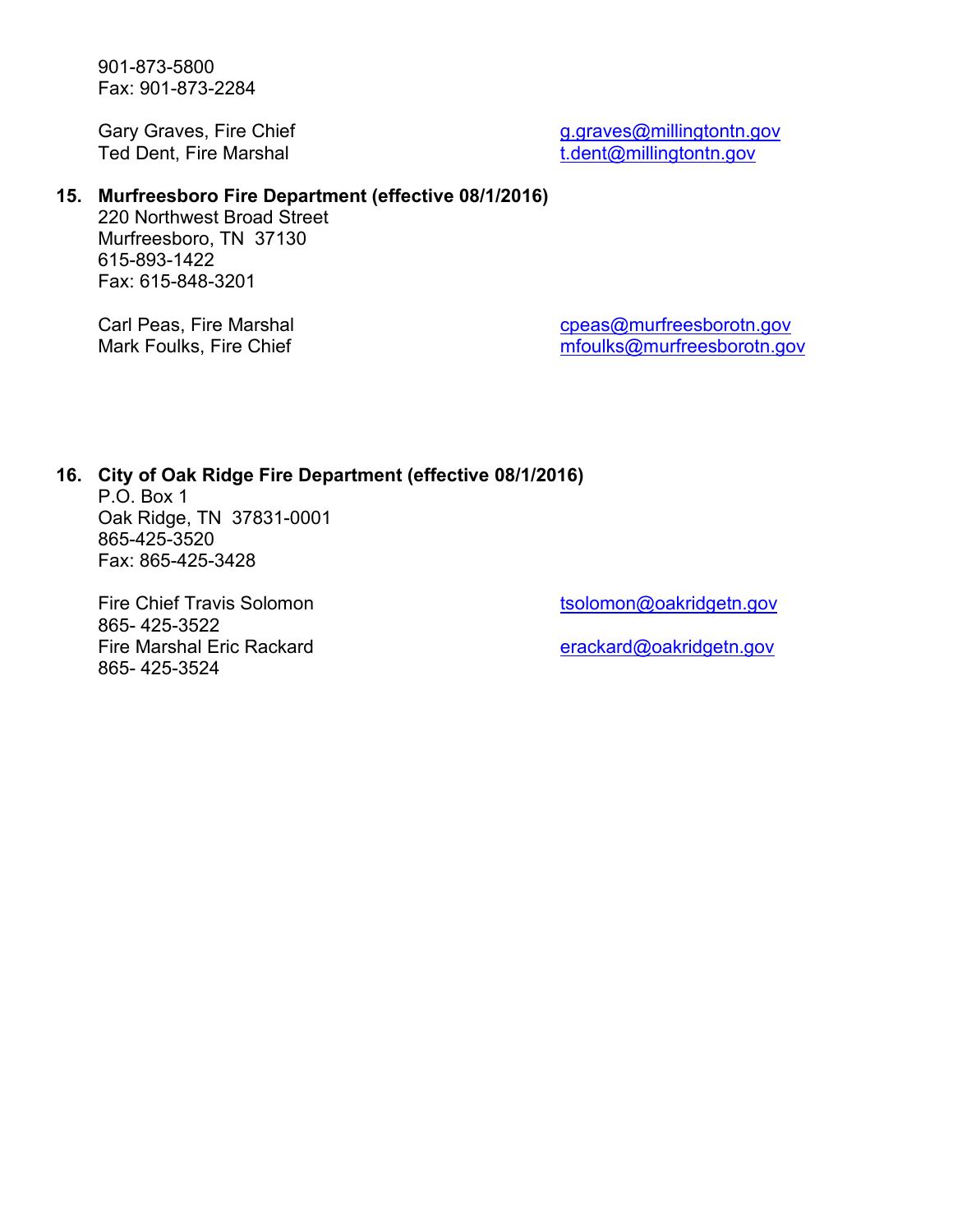901-873-5800
Fax: 901-873-2284

Gary Graves, Fire Chief g.graves@millingtontn.gov
Ted Dent, Fire Marshal t.dent@millingtontn.gov

**15. Murfreesboro Fire Department (effective 08/1/2016)**
220 Northwest Broad Street
Murfreesboro, TN 37130
615-893-1422
Fax: 615-848-3201

Carl Peas, Fire Marshal cpeas@murfreesborotn.gov
Mark Foulks, Fire Chief mfoulks@murfreesborotn.gov

**16. City of Oak Ridge Fire Department (effective 08/1/2016)**
P.O. Box 1
Oak Ridge, TN 37831-0001
865-425-3520
Fax: 865-425-3428

Fire Chief Travis Solomon tsolomon@oakridgetn.gov
865- 425-3522
Fire Marshal Eric Rackard erackard@oakridgetn.gov
865- 425-3524